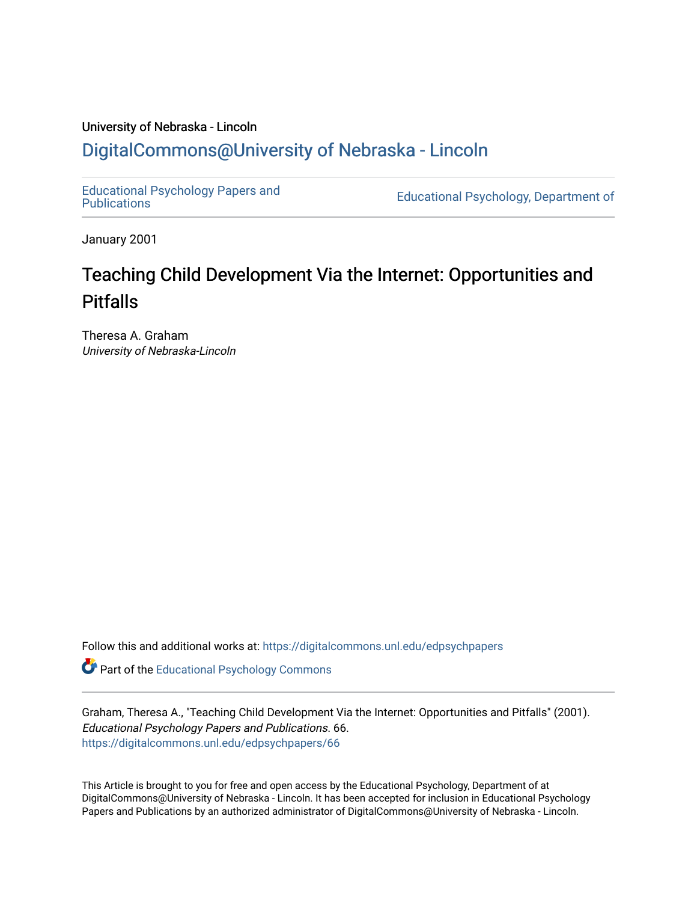University of Nebraska - Lincoln

## DigitalCommons@University of Nebraska - Lincoln

Educational Psychology Papers and Publications

Educational Psychology, Department of

January 2001

# Teaching Child Development Via the Internet: Opportunities and Pitfalls

Theresa A. Graham
*University of Nebraska-Lincoln*

Follow this and additional works at: https://digitalcommons.unl.edu/edpsychpapers

Part of the Educational Psychology Commons

Graham, Theresa A., "Teaching Child Development Via the Internet: Opportunities and Pitfalls" (2001). *Educational Psychology Papers and Publications*. 66.
https://digitalcommons.unl.edu/edpsychpapers/66

This Article is brought to you for free and open access by the Educational Psychology, Department of at DigitalCommons@University of Nebraska - Lincoln. It has been accepted for inclusion in Educational Psychology Papers and Publications by an authorized administrator of DigitalCommons@University of Nebraska - Lincoln.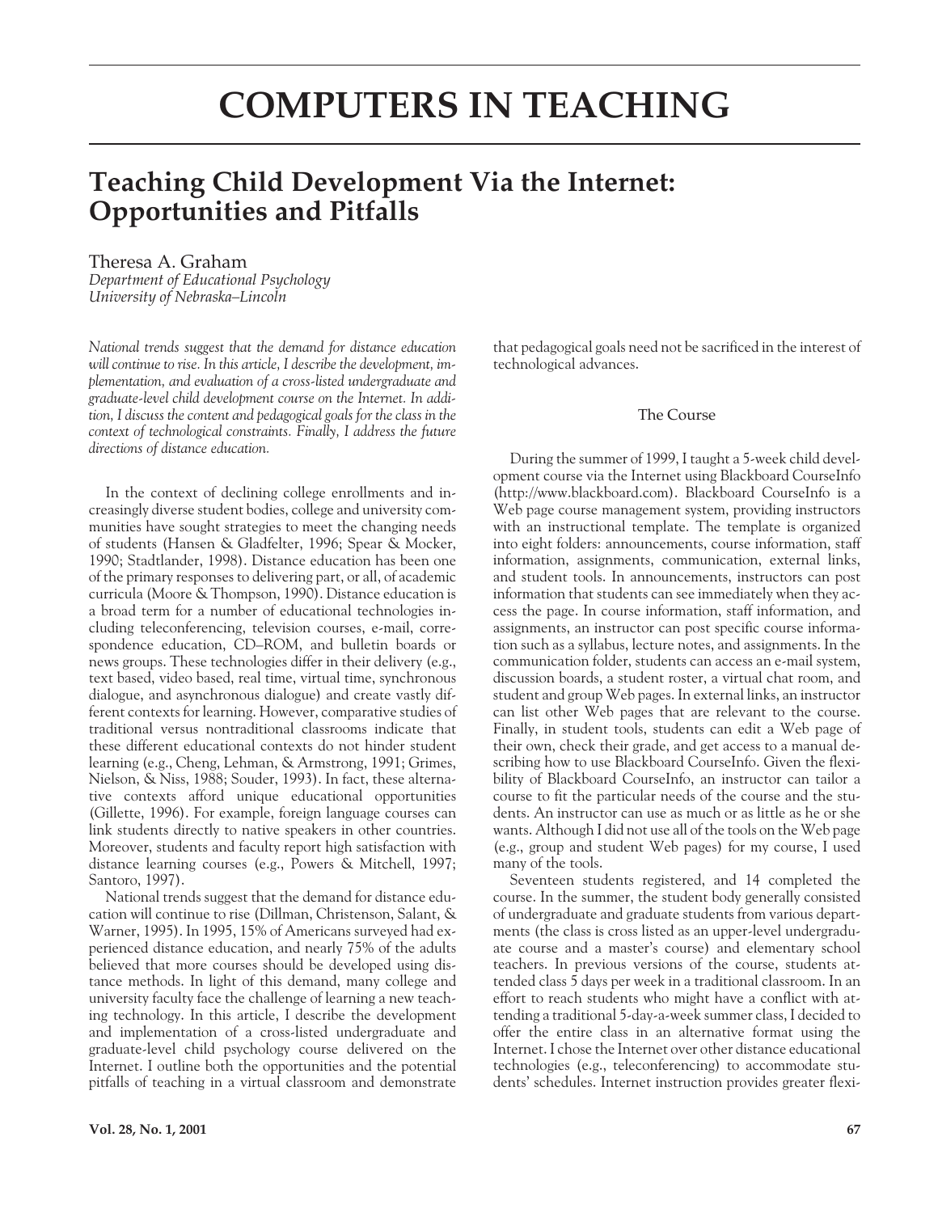# COMPUTERS IN TEACHING

## Teaching Child Development Via the Internet: Opportunities and Pitfalls

Theresa A. Graham
*Department of Educational Psychology*
*University of Nebraska–Lincoln*

*National trends suggest that the demand for distance education will continue to rise. In this article, I describe the development, implementation, and evaluation of a cross-listed undergraduate and graduate-level child development course on the Internet. In addition, I discuss the content and pedagogical goals for the class in the context of technological constraints. Finally, I address the future directions of distance education.*

In the context of declining college enrollments and increasingly diverse student bodies, college and university communities have sought strategies to meet the changing needs of students (Hansen & Gladfelter, 1996; Spear & Mocker, 1990; Stadtlander, 1998). Distance education has been one of the primary responses to delivering part, or all, of academic curricula (Moore & Thompson, 1990). Distance education is a broad term for a number of educational technologies including teleconferencing, television courses, e-mail, correspondence education, CD–ROM, and bulletin boards or news groups. These technologies differ in their delivery (e.g., text based, video based, real time, virtual time, synchronous dialogue, and asynchronous dialogue) and create vastly different contexts for learning. However, comparative studies of traditional versus nontraditional classrooms indicate that these different educational contexts do not hinder student learning (e.g., Cheng, Lehman, & Armstrong, 1991; Grimes, Nielson, & Niss, 1988; Souder, 1993). In fact, these alternative contexts afford unique educational opportunities (Gillette, 1996). For example, foreign language courses can link students directly to native speakers in other countries. Moreover, students and faculty report high satisfaction with distance learning courses (e.g., Powers & Mitchell, 1997; Santoro, 1997).

National trends suggest that the demand for distance education will continue to rise (Dillman, Christenson, Salant, & Warner, 1995). In 1995, 15% of Americans surveyed had experienced distance education, and nearly 75% of the adults believed that more courses should be developed using distance methods. In light of this demand, many college and university faculty face the challenge of learning a new teaching technology. In this article, I describe the development and implementation of a cross-listed undergraduate and graduate-level child psychology course delivered on the Internet. I outline both the opportunities and the potential pitfalls of teaching in a virtual classroom and demonstrate that pedagogical goals need not be sacrificed in the interest of technological advances.

### The Course

During the summer of 1999, I taught a 5-week child development course via the Internet using Blackboard CourseInfo (http://www.blackboard.com). Blackboard CourseInfo is a Web page course management system, providing instructors with an instructional template. The template is organized into eight folders: announcements, course information, staff information, assignments, communication, external links, and student tools. In announcements, instructors can post information that students can see immediately when they access the page. In course information, staff information, and assignments, an instructor can post specific course information such as a syllabus, lecture notes, and assignments. In the communication folder, students can access an e-mail system, discussion boards, a student roster, a virtual chat room, and student and group Web pages. In external links, an instructor can list other Web pages that are relevant to the course. Finally, in student tools, students can edit a Web page of their own, check their grade, and get access to a manual describing how to use Blackboard CourseInfo. Given the flexibility of Blackboard CourseInfo, an instructor can tailor a course to fit the particular needs of the course and the students. An instructor can use as much or as little as he or she wants. Although I did not use all of the tools on the Web page (e.g., group and student Web pages) for my course, I used many of the tools.

Seventeen students registered, and 14 completed the course. In the summer, the student body generally consisted of undergraduate and graduate students from various departments (the class is cross listed as an upper-level undergraduate course and a master's course) and elementary school teachers. In previous versions of the course, students attended class 5 days per week in a traditional classroom. In an effort to reach students who might have a conflict with attending a traditional 5-day-a-week summer class, I decided to offer the entire class in an alternative format using the Internet. I chose the Internet over other distance educational technologies (e.g., teleconferencing) to accommodate students' schedules. Internet instruction provides greater flexi-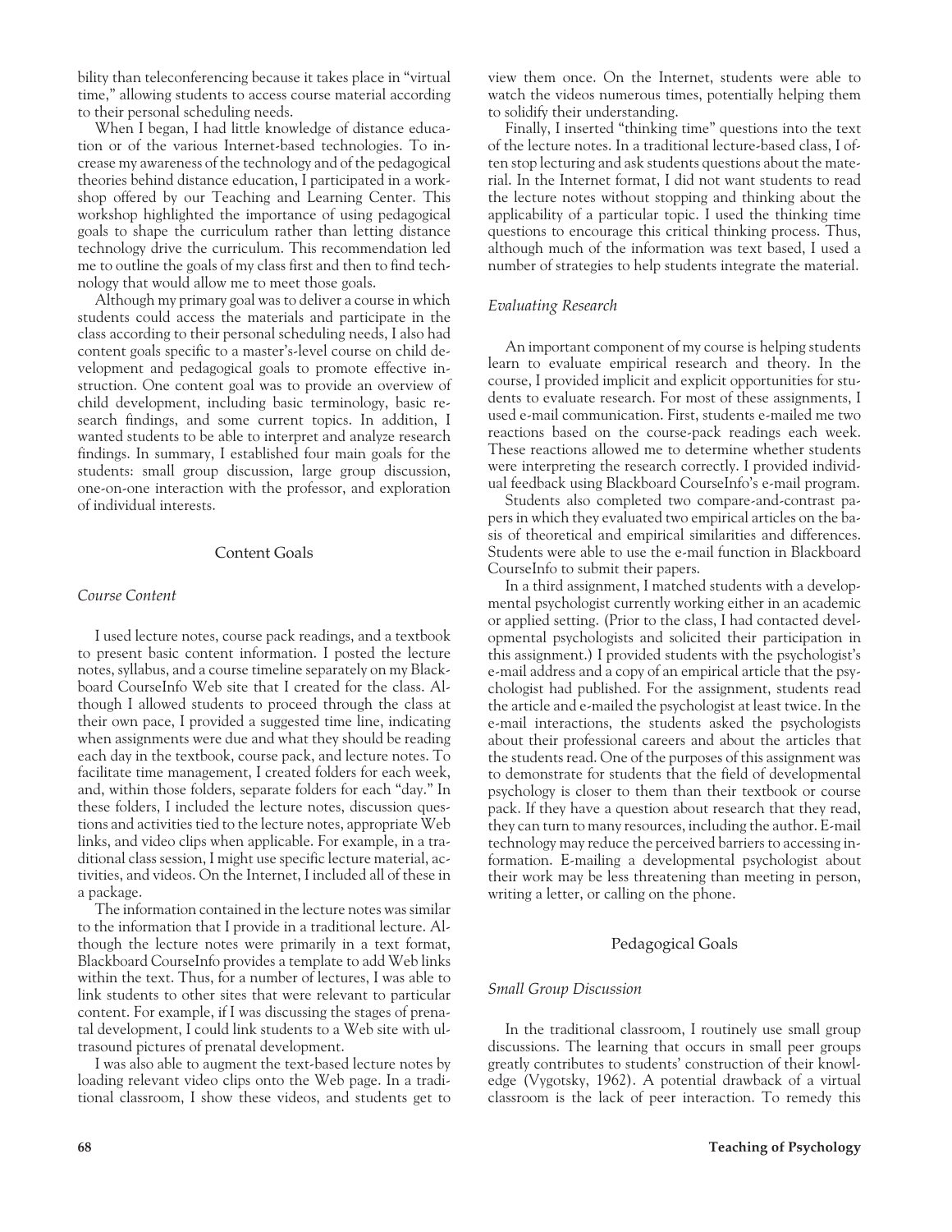bility than teleconferencing because it takes place in "virtual time," allowing students to access course material according to their personal scheduling needs.

When I began, I had little knowledge of distance education or of the various Internet-based technologies. To increase my awareness of the technology and of the pedagogical theories behind distance education, I participated in a workshop offered by our Teaching and Learning Center. This workshop highlighted the importance of using pedagogical goals to shape the curriculum rather than letting distance technology drive the curriculum. This recommendation led me to outline the goals of my class first and then to find technology that would allow me to meet those goals.

Although my primary goal was to deliver a course in which students could access the materials and participate in the class according to their personal scheduling needs, I also had content goals specific to a master's-level course on child development and pedagogical goals to promote effective instruction. One content goal was to provide an overview of child development, including basic terminology, basic research findings, and some current topics. In addition, I wanted students to be able to interpret and analyze research findings. In summary, I established four main goals for the students: small group discussion, large group discussion, one-on-one interaction with the professor, and exploration of individual interests.

## Content Goals

### *Course Content*

I used lecture notes, course pack readings, and a textbook to present basic content information. I posted the lecture notes, syllabus, and a course timeline separately on my Blackboard CourseInfo Web site that I created for the class. Although I allowed students to proceed through the class at their own pace, I provided a suggested time line, indicating when assignments were due and what they should be reading each day in the textbook, course pack, and lecture notes. To facilitate time management, I created folders for each week, and, within those folders, separate folders for each "day." In these folders, I included the lecture notes, discussion questions and activities tied to the lecture notes, appropriate Web links, and video clips when applicable. For example, in a traditional class session, I might use specific lecture material, activities, and videos. On the Internet, I included all of these in a package.

The information contained in the lecture notes was similar to the information that I provide in a traditional lecture. Although the lecture notes were primarily in a text format, Blackboard CourseInfo provides a template to add Web links within the text. Thus, for a number of lectures, I was able to link students to other sites that were relevant to particular content. For example, if I was discussing the stages of prenatal development, I could link students to a Web site with ultrasound pictures of prenatal development.

I was also able to augment the text-based lecture notes by loading relevant video clips onto the Web page. In a traditional classroom, I show these videos, and students get to view them once. On the Internet, students were able to watch the videos numerous times, potentially helping them to solidify their understanding.

Finally, I inserted "thinking time" questions into the text of the lecture notes. In a traditional lecture-based class, I often stop lecturing and ask students questions about the material. In the Internet format, I did not want students to read the lecture notes without stopping and thinking about the applicability of a particular topic. I used the thinking time questions to encourage this critical thinking process. Thus, although much of the information was text based, I used a number of strategies to help students integrate the material.

### *Evaluating Research*

An important component of my course is helping students learn to evaluate empirical research and theory. In the course, I provided implicit and explicit opportunities for students to evaluate research. For most of these assignments, I used e-mail communication. First, students e-mailed me two reactions based on the course-pack readings each week. These reactions allowed me to determine whether students were interpreting the research correctly. I provided individual feedback using Blackboard CourseInfo's e-mail program.

Students also completed two compare-and-contrast papers in which they evaluated two empirical articles on the basis of theoretical and empirical similarities and differences. Students were able to use the e-mail function in Blackboard CourseInfo to submit their papers.

In a third assignment, I matched students with a developmental psychologist currently working either in an academic or applied setting. (Prior to the class, I had contacted developmental psychologists and solicited their participation in this assignment.) I provided students with the psychologist's e-mail address and a copy of an empirical article that the psychologist had published. For the assignment, students read the article and e-mailed the psychologist at least twice. In the e-mail interactions, the students asked the psychologists about their professional careers and about the articles that the students read. One of the purposes of this assignment was to demonstrate for students that the field of developmental psychology is closer to them than their textbook or course pack. If they have a question about research that they read, they can turn to many resources, including the author. E-mail technology may reduce the perceived barriers to accessing information. E-mailing a developmental psychologist about their work may be less threatening than meeting in person, writing a letter, or calling on the phone.

## Pedagogical Goals

### *Small Group Discussion*

In the traditional classroom, I routinely use small group discussions. The learning that occurs in small peer groups greatly contributes to students' construction of their knowledge (Vygotsky, 1962). A potential drawback of a virtual classroom is the lack of peer interaction. To remedy this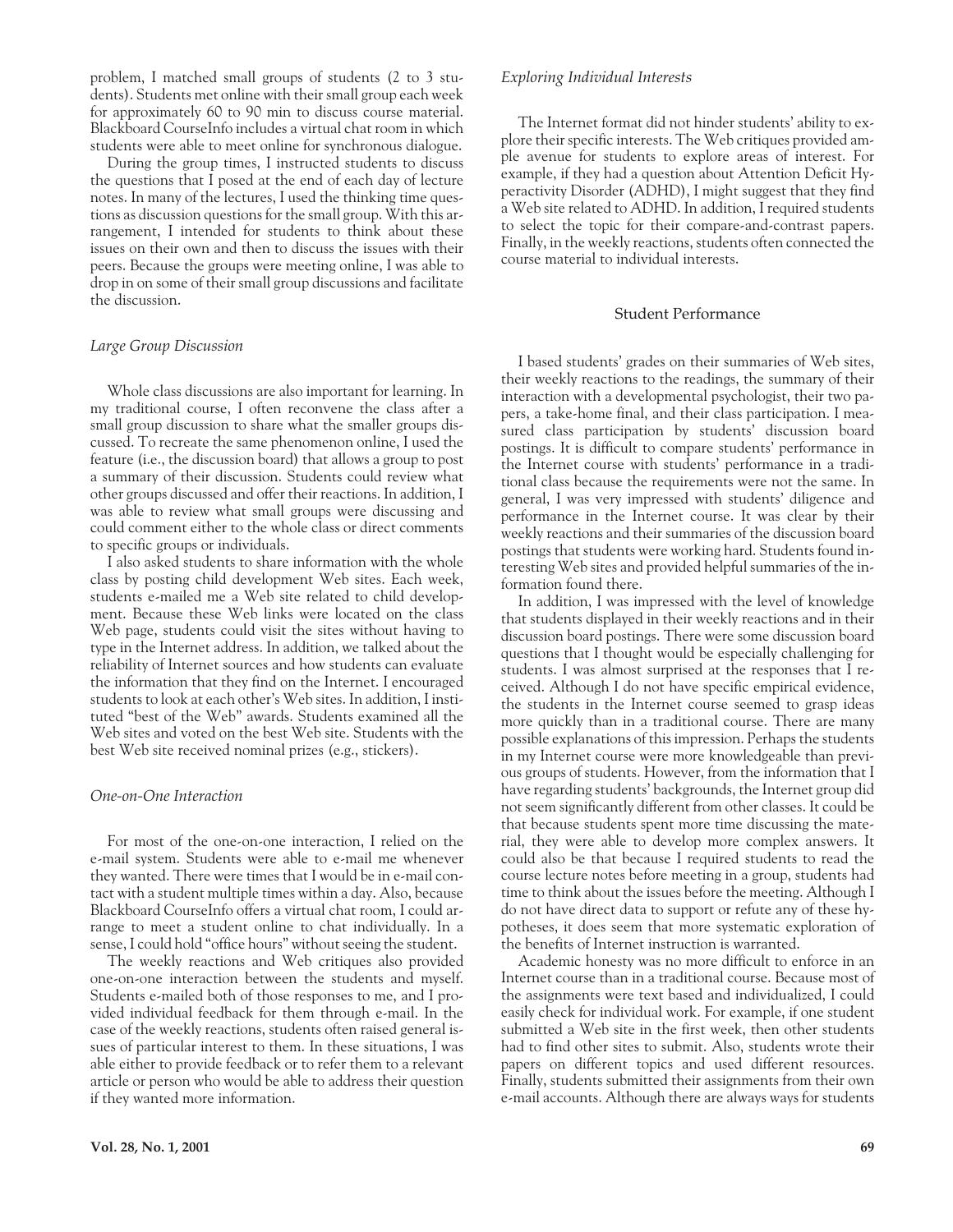problem, I matched small groups of students (2 to 3 students). Students met online with their small group each week for approximately 60 to 90 min to discuss course material. Blackboard CourseInfo includes a virtual chat room in which students were able to meet online for synchronous dialogue.

During the group times, I instructed students to discuss the questions that I posed at the end of each day of lecture notes. In many of the lectures, I used the thinking time questions as discussion questions for the small group. With this arrangement, I intended for students to think about these issues on their own and then to discuss the issues with their peers. Because the groups were meeting online, I was able to drop in on some of their small group discussions and facilitate the discussion.

### *Large Group Discussion*

Whole class discussions are also important for learning. In my traditional course, I often reconvene the class after a small group discussion to share what the smaller groups discussed. To recreate the same phenomenon online, I used the feature (i.e., the discussion board) that allows a group to post a summary of their discussion. Students could review what other groups discussed and offer their reactions. In addition, I was able to review what small groups were discussing and could comment either to the whole class or direct comments to specific groups or individuals.

I also asked students to share information with the whole class by posting child development Web sites. Each week, students e-mailed me a Web site related to child development. Because these Web links were located on the class Web page, students could visit the sites without having to type in the Internet address. In addition, we talked about the reliability of Internet sources and how students can evaluate the information that they find on the Internet. I encouraged students to look at each other's Web sites. In addition, I instituted "best of the Web" awards. Students examined all the Web sites and voted on the best Web site. Students with the best Web site received nominal prizes (e.g., stickers).

### *One-on-One Interaction*

For most of the one-on-one interaction, I relied on the e-mail system. Students were able to e-mail me whenever they wanted. There were times that I would be in e-mail contact with a student multiple times within a day. Also, because Blackboard CourseInfo offers a virtual chat room, I could arrange to meet a student online to chat individually. In a sense, I could hold "office hours" without seeing the student.

The weekly reactions and Web critiques also provided one-on-one interaction between the students and myself. Students e-mailed both of those responses to me, and I provided individual feedback for them through e-mail. In the case of the weekly reactions, students often raised general issues of particular interest to them. In these situations, I was able either to provide feedback or to refer them to a relevant article or person who would be able to address their question if they wanted more information.

### *Exploring Individual Interests*

The Internet format did not hinder students' ability to explore their specific interests. The Web critiques provided ample avenue for students to explore areas of interest. For example, if they had a question about Attention Deficit Hyperactivity Disorder (ADHD), I might suggest that they find a Web site related to ADHD. In addition, I required students to select the topic for their compare-and-contrast papers. Finally, in the weekly reactions, students often connected the course material to individual interests.

## Student Performance

I based students' grades on their summaries of Web sites, their weekly reactions to the readings, the summary of their interaction with a developmental psychologist, their two papers, a take-home final, and their class participation. I measured class participation by students' discussion board postings. It is difficult to compare students' performance in the Internet course with students' performance in a traditional class because the requirements were not the same. In general, I was very impressed with students' diligence and performance in the Internet course. It was clear by their weekly reactions and their summaries of the discussion board postings that students were working hard. Students found interesting Web sites and provided helpful summaries of the information found there.

In addition, I was impressed with the level of knowledge that students displayed in their weekly reactions and in their discussion board postings. There were some discussion board questions that I thought would be especially challenging for students. I was almost surprised at the responses that I received. Although I do not have specific empirical evidence, the students in the Internet course seemed to grasp ideas more quickly than in a traditional course. There are many possible explanations of this impression. Perhaps the students in my Internet course were more knowledgeable than previous groups of students. However, from the information that I have regarding students' backgrounds, the Internet group did not seem significantly different from other classes. It could be that because students spent more time discussing the material, they were able to develop more complex answers. It could also be that because I required students to read the course lecture notes before meeting in a group, students had time to think about the issues before the meeting. Although I do not have direct data to support or refute any of these hypotheses, it does seem that more systematic exploration of the benefits of Internet instruction is warranted.

Academic honesty was no more difficult to enforce in an Internet course than in a traditional course. Because most of the assignments were text based and individualized, I could easily check for individual work. For example, if one student submitted a Web site in the first week, then other students had to find other sites to submit. Also, students wrote their papers on different topics and used different resources. Finally, students submitted their assignments from their own e-mail accounts. Although there are always ways for students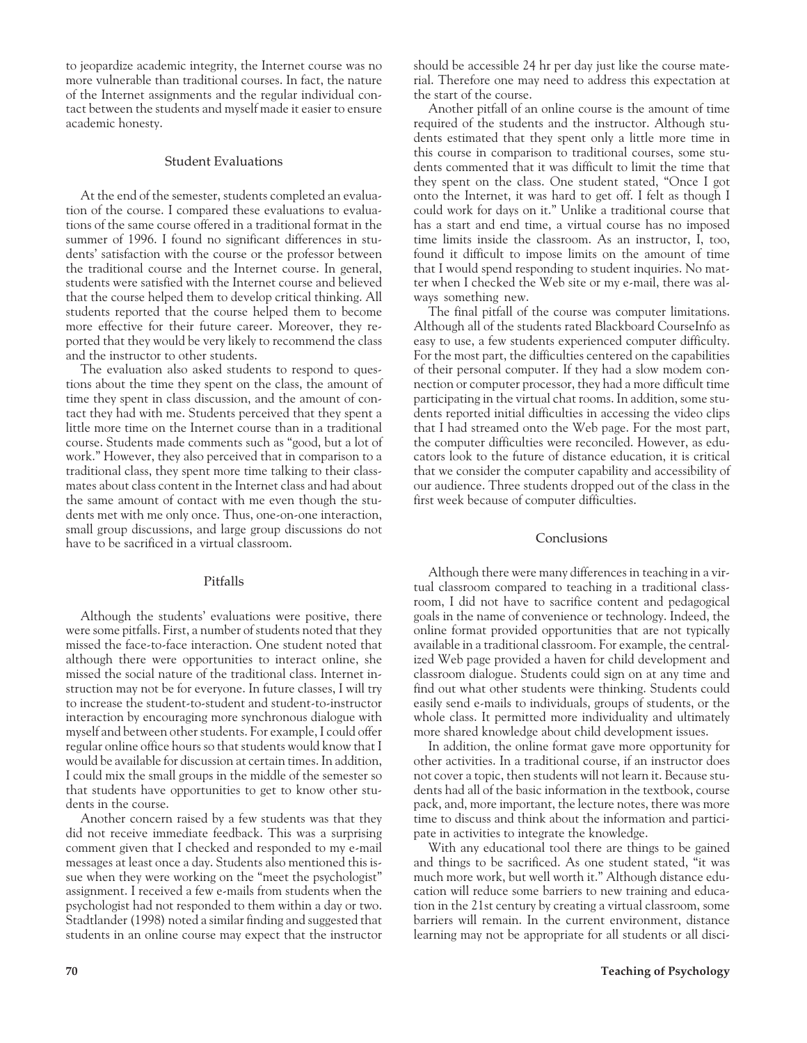to jeopardize academic integrity, the Internet course was no more vulnerable than traditional courses. In fact, the nature of the Internet assignments and the regular individual contact between the students and myself made it easier to ensure academic honesty.

## Student Evaluations

At the end of the semester, students completed an evaluation of the course. I compared these evaluations to evaluations of the same course offered in a traditional format in the summer of 1996. I found no significant differences in students' satisfaction with the course or the professor between the traditional course and the Internet course. In general, students were satisfied with the Internet course and believed that the course helped them to develop critical thinking. All students reported that the course helped them to become more effective for their future career. Moreover, they reported that they would be very likely to recommend the class and the instructor to other students.

The evaluation also asked students to respond to questions about the time they spent on the class, the amount of time they spent in class discussion, and the amount of contact they had with me. Students perceived that they spent a little more time on the Internet course than in a traditional course. Students made comments such as "good, but a lot of work." However, they also perceived that in comparison to a traditional class, they spent more time talking to their classmates about class content in the Internet class and had about the same amount of contact with me even though the students met with me only once. Thus, one-on-one interaction, small group discussions, and large group discussions do not have to be sacrificed in a virtual classroom.

## Pitfalls

Although the students' evaluations were positive, there were some pitfalls. First, a number of students noted that they missed the face-to-face interaction. One student noted that although there were opportunities to interact online, she missed the social nature of the traditional class. Internet instruction may not be for everyone. In future classes, I will try to increase the student-to-student and student-to-instructor interaction by encouraging more synchronous dialogue with myself and between other students. For example, I could offer regular online office hours so that students would know that I would be available for discussion at certain times. In addition, I could mix the small groups in the middle of the semester so that students have opportunities to get to know other students in the course.

Another concern raised by a few students was that they did not receive immediate feedback. This was a surprising comment given that I checked and responded to my e-mail messages at least once a day. Students also mentioned this issue when they were working on the "meet the psychologist" assignment. I received a few e-mails from students when the psychologist had not responded to them within a day or two. Stadtlander (1998) noted a similar finding and suggested that students in an online course may expect that the instructor should be accessible 24 hr per day just like the course material. Therefore one may need to address this expectation at the start of the course.

Another pitfall of an online course is the amount of time required of the students and the instructor. Although students estimated that they spent only a little more time in this course in comparison to traditional courses, some students commented that it was difficult to limit the time that they spent on the class. One student stated, "Once I got onto the Internet, it was hard to get off. I felt as though I could work for days on it." Unlike a traditional course that has a start and end time, a virtual course has no imposed time limits inside the classroom. As an instructor, I, too, found it difficult to impose limits on the amount of time that I would spend responding to student inquiries. No matter when I checked the Web site or my e-mail, there was always something new.

The final pitfall of the course was computer limitations. Although all of the students rated Blackboard CourseInfo as easy to use, a few students experienced computer difficulty. For the most part, the difficulties centered on the capabilities of their personal computer. If they had a slow modem connection or computer processor, they had a more difficult time participating in the virtual chat rooms. In addition, some students reported initial difficulties in accessing the video clips that I had streamed onto the Web page. For the most part, the computer difficulties were reconciled. However, as educators look to the future of distance education, it is critical that we consider the computer capability and accessibility of our audience. Three students dropped out of the class in the first week because of computer difficulties.

## Conclusions

Although there were many differences in teaching in a virtual classroom compared to teaching in a traditional classroom, I did not have to sacrifice content and pedagogical goals in the name of convenience or technology. Indeed, the online format provided opportunities that are not typically available in a traditional classroom. For example, the centralized Web page provided a haven for child development and classroom dialogue. Students could sign on at any time and find out what other students were thinking. Students could easily send e-mails to individuals, groups of students, or the whole class. It permitted more individuality and ultimately more shared knowledge about child development issues.

In addition, the online format gave more opportunity for other activities. In a traditional course, if an instructor does not cover a topic, then students will not learn it. Because students had all of the basic information in the textbook, course pack, and, more important, the lecture notes, there was more time to discuss and think about the information and participate in activities to integrate the knowledge.

With any educational tool there are things to be gained and things to be sacrificed. As one student stated, "it was much more work, but well worth it." Although distance education will reduce some barriers to new training and education in the 21st century by creating a virtual classroom, some barriers will remain. In the current environment, distance learning may not be appropriate for all students or all disci-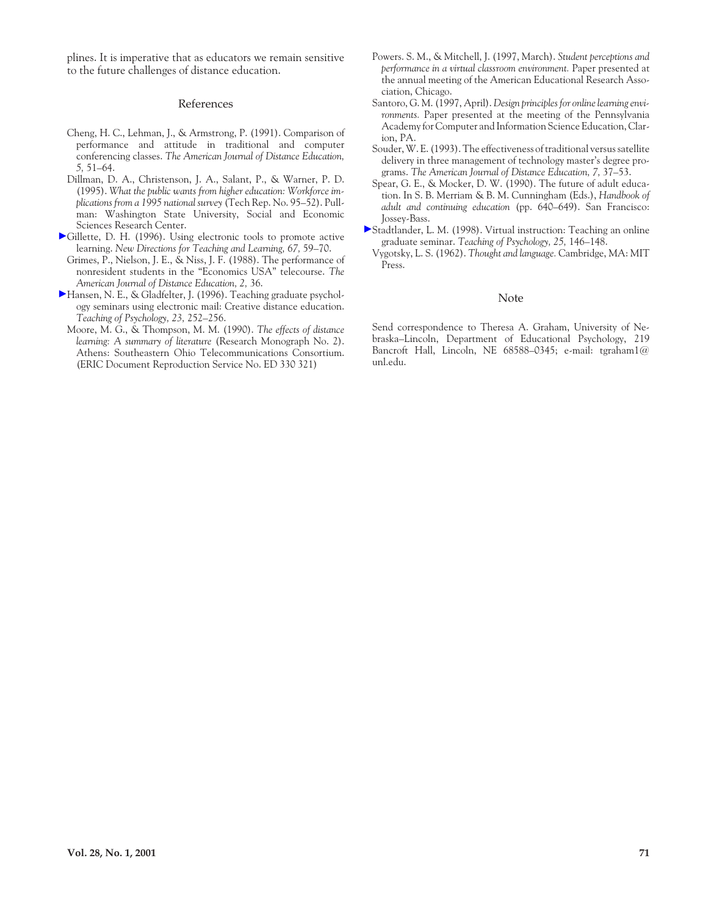plines. It is imperative that as educators we remain sensitive to the future challenges of distance education.

## References

Cheng, H. C., Lehman, J., & Armstrong, P. (1991). Comparison of performance and attitude in traditional and computer conferencing classes. *The American Journal of Distance Education, 5,* 51–64.

Dillman, D. A., Christenson, J. A., Salant, P., & Warner, P. D. (1995). *What the public wants from higher education: Workforce implications from a 1995 national survey* (Tech Rep. No. 95–52). Pullman: Washington State University, Social and Economic Sciences Research Center.

Gillette, D. H. (1996). Using electronic tools to promote active learning. *New Directions for Teaching and Learning, 67,* 59–70.

Grimes, P., Nielson, J. E., & Niss, J. F. (1988). The performance of nonresident students in the "Economics USA" telecourse. *The American Journal of Distance Education, 2,* 36.

Hansen, N. E., & Gladfelter, J. (1996). Teaching graduate psychology seminars using electronic mail: Creative distance education. *Teaching of Psychology, 23,* 252–256.

Moore, M. G., & Thompson, M. M. (1990). *The effects of distance learning: A summary of literature* (Research Monograph No. 2). Athens: Southeastern Ohio Telecommunications Consortium. (ERIC Document Reproduction Service No. ED 330 321)

Powers. S. M., & Mitchell, J. (1997, March). *Student perceptions and performance in a virtual classroom environment.* Paper presented at the annual meeting of the American Educational Research Association, Chicago.

Santoro, G. M. (1997, April). *Design principles for online learning environments.* Paper presented at the meeting of the Pennsylvania Academy for Computer and Information Science Education, Clarion, PA.

Souder, W. E. (1993). The effectiveness of traditional versus satellite delivery in three management of technology master's degree programs. *The American Journal of Distance Education, 7,* 37–53.

Spear, G. E., & Mocker, D. W. (1990). The future of adult education. In S. B. Merriam & B. M. Cunningham (Eds.), *Handbook of adult and continuing education* (pp. 640–649). San Francisco: Jossey-Bass.

Stadtlander, L. M. (1998). Virtual instruction: Teaching an online graduate seminar. *Teaching of Psychology, 25,* 146–148.

Vygotsky, L. S. (1962). *Thought and language.* Cambridge, MA: MIT Press.

## Note

Send correspondence to Theresa A. Graham, University of Nebraska–Lincoln, Department of Educational Psychology, 219 Bancroft Hall, Lincoln, NE 68588–0345; e-mail: tgraham1@unl.edu.